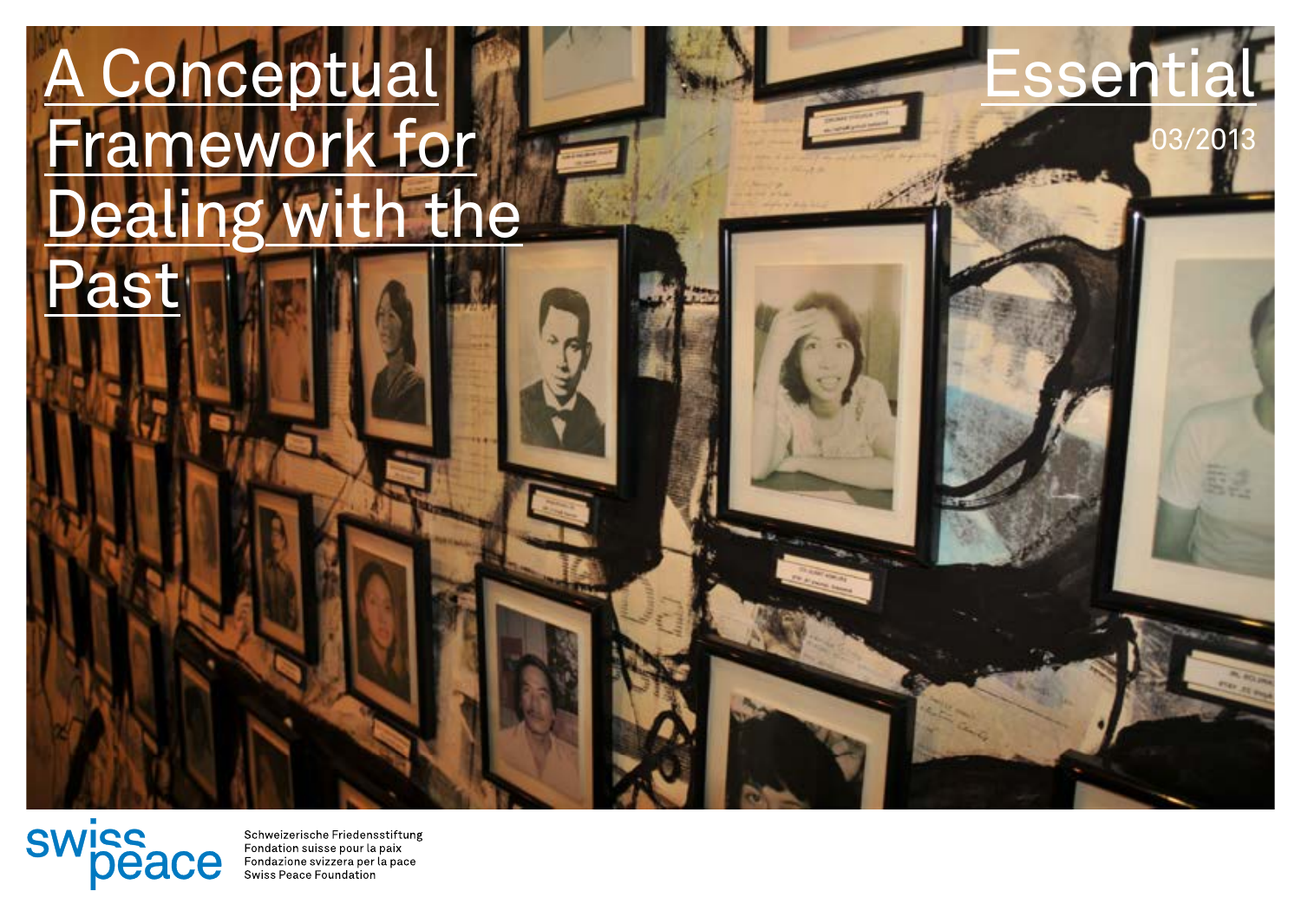# A Conceptual Framework for Dealing with the Past

Essential

03/2013

swisspeace

Schweizerische Friedensstiftung
Fondation suisse pour la paix
Fondazione svizzera per la pace
Swiss Peace Foundation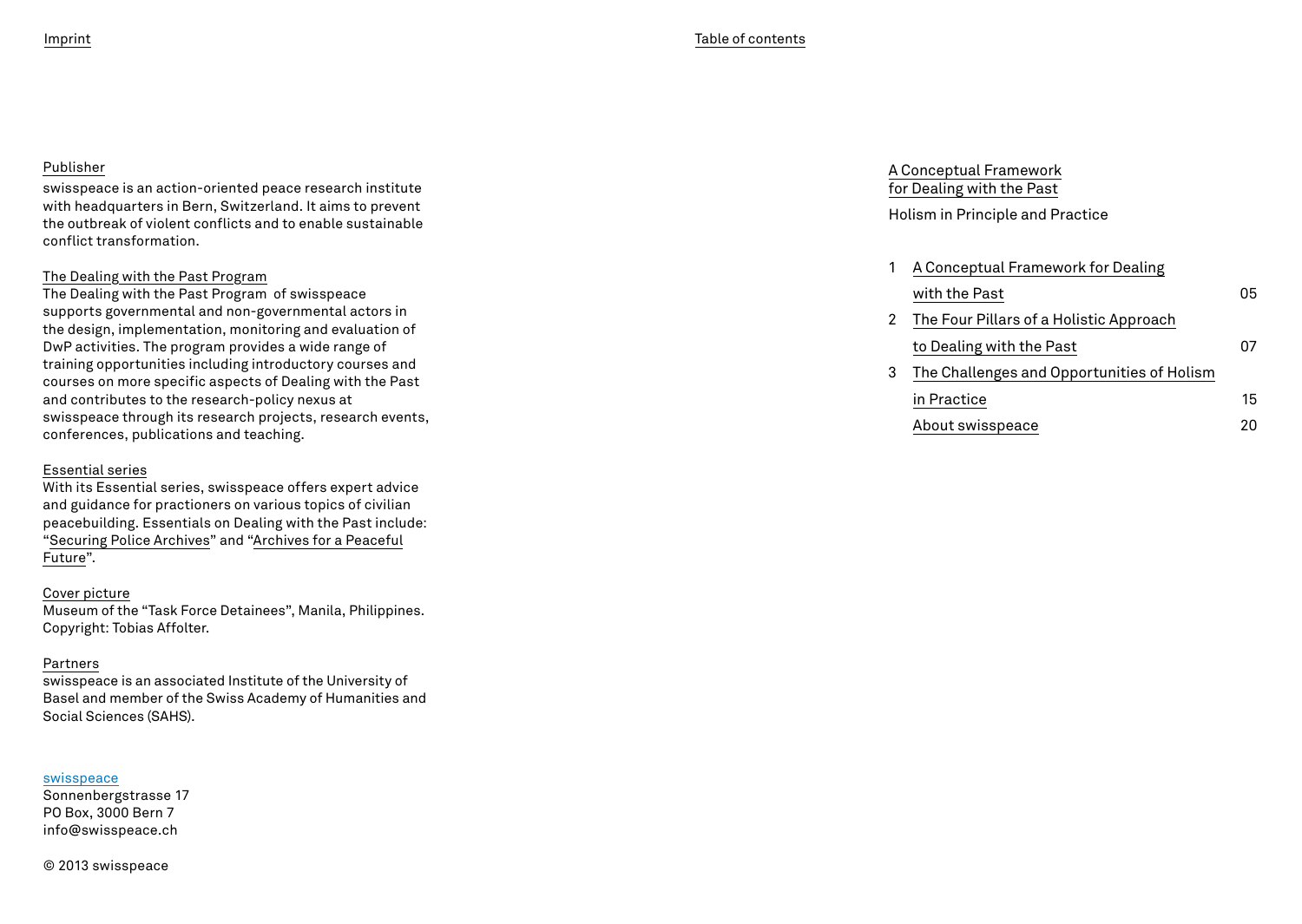## Imprint

### Publisher

swisspeace is an action-oriented peace research institute with headquarters in Bern, Switzerland. It aims to prevent the outbreak of violent conflicts and to enable sustainable conflict transformation.

### The Dealing with the Past Program

The Dealing with the Past Program of swisspeace supports governmental and non-governmental actors in the design, implementation, monitoring and evaluation of DwP activities. The program provides a wide range of training opportunities including introductory courses and courses on more specific aspects of Dealing with the Past and contributes to the research-policy nexus at swisspeace through its research projects, research events, conferences, publications and teaching.

### Essential series

With its Essential series, swisspeace offers expert advice and guidance for practioners on various topics of civilian peacebuilding. Essentials on Dealing with the Past include: "Securing Police Archives" and "Archives for a Peaceful Future".

### Cover picture

Museum of the "Task Force Detainees", Manila, Philippines. Copyright: Tobias Affolter.

### Partners

swisspeace is an associated Institute of the University of Basel and member of the Swiss Academy of Humanities and Social Sciences (SAHS).

swisspeace
Sonnenbergstrasse 17
PO Box, 3000 Bern 7
info@swisspeace.ch

© 2013 swisspeace

## Table of contents

A Conceptual Framework for Dealing with the Past

Holism in Principle and Practice

| | | |
|---|---|---|
| 1 | A Conceptual Framework for Dealing with the Past | 05 |
| 2 | The Four Pillars of a Holistic Approach to Dealing with the Past | 07 |
| 3 | The Challenges and Opportunities of Holism in Practice | 15 |
| | About swisspeace | 20 |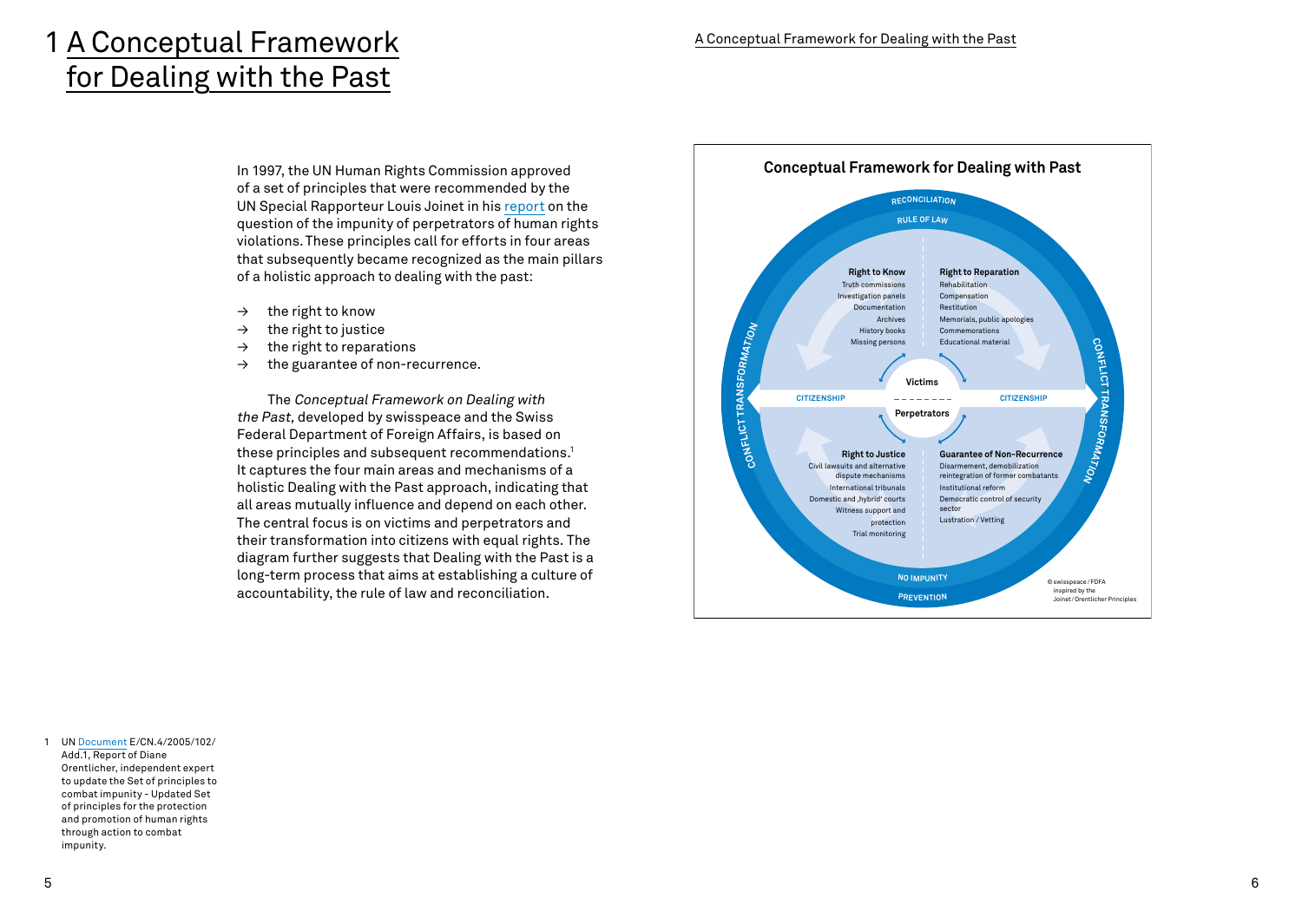# 1 A Conceptual Framework for Dealing with the Past

In 1997, the UN Human Rights Commission approved of a set of principles that were recommended by the UN Special Rapporteur Louis Joinet in his report on the question of the impunity of perpetrators of human rights violations. These principles call for efforts in four areas that subsequently became recognized as the main pillars of a holistic approach to dealing with the past:

→ the right to know
→ the right to justice
→ the right to reparations
→ the guarantee of non-recurrence.

The *Conceptual Framework on Dealing with the Past,* developed by swisspeace and the Swiss Federal Department of Foreign Affairs, is based on these principles and subsequent recommendations.[1] It captures the four main areas and mechanisms of a holistic Dealing with the Past approach, indicating that all areas mutually influence and depend on each other. The central focus is on victims and perpetrators and their transformation into citizens with equal rights. The diagram further suggests that Dealing with the Past is a long-term process that aims at establishing a culture of accountability, the rule of law and reconciliation.

**Conceptual Framework for Dealing with Past**

RECONCILIATION
RULE OF LAW

**Right to Know**
Truth commissions
Investigation panels
Documentation
Archives
History books
Missing persons

**Right to Reparation**
Rehabilitation
Compensation
Restitution
Memorials, public apologies
Commemorations
Educational material

CONFLICT TRANSFORMATION

CITIZENSHIP — **Victims** / **Perpetrators** — CITIZENSHIP

**Right to Justice**
Civil lawsuits and alternative dispute mechanisms
International tribunals
Domestic and ‚hybrid' courts
Witness support and protection
Trial monitoring

**Guarantee of Non-Recurrence**
Disarmement, demobilization reintegration of former combatants
Institutional reform
Democratic control of security sector
Lustration / Vetting

NO IMPUNITY
PREVENTION

© swisspeace / FDFA inspired by the Joinet / Orentlicher Principles

1 UN Document E/CN.4/2005/102/Add.1, Report of Diane Orentlicher, independent expert to update the Set of principles to combat impunity - Updated Set of principles for the protection and promotion of human rights through action to combat impunity.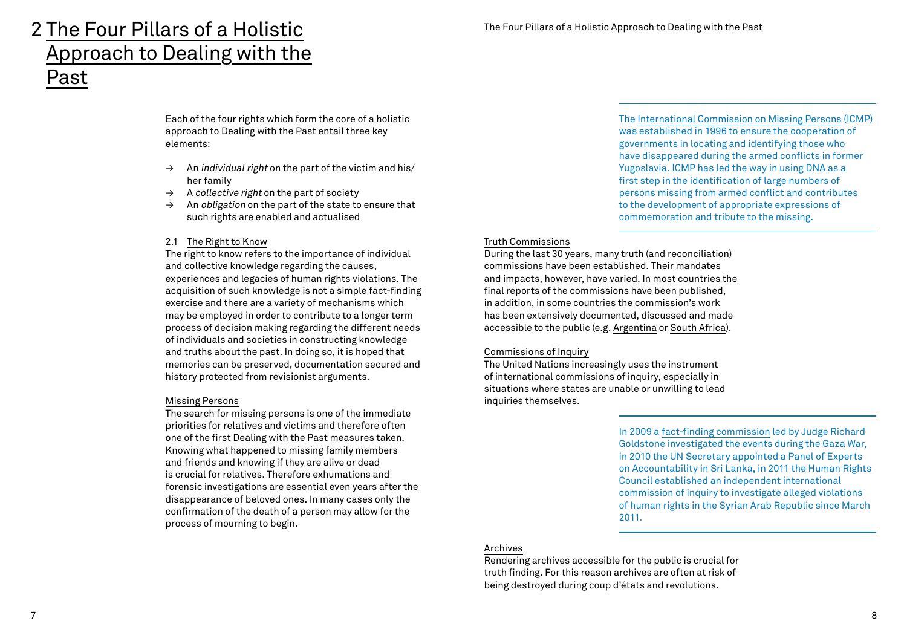# 2 The Four Pillars of a Holistic Approach to Dealing with the Past

Each of the four rights which form the core of a holistic approach to Dealing with the Past entail three key elements:

- → An *individual right* on the part of the victim and his/her family
- → A *collective right* on the part of society
- → An *obligation* on the part of the state to ensure that such rights are enabled and actualised

## 2.1 The Right to Know

The right to know refers to the importance of individual and collective knowledge regarding the causes, experiences and legacies of human rights violations. The acquisition of such knowledge is not a simple fact-finding exercise and there are a variety of mechanisms which may be employed in order to contribute to a longer term process of decision making regarding the different needs of individuals and societies in constructing knowledge and truths about the past. In doing so, it is hoped that memories can be preserved, documentation secured and history protected from revisionist arguments.

### Missing Persons

The search for missing persons is one of the immediate priorities for relatives and victims and therefore often one of the first Dealing with the Past measures taken. Knowing what happened to missing family members and friends and knowing if they are alive or dead is crucial for relatives. Therefore exhumations and forensic investigations are essential even years after the disappearance of beloved ones. In many cases only the confirmation of the death of a person may allow for the process of mourning to begin.

> The International Commission on Missing Persons (ICMP) was established in 1996 to ensure the cooperation of governments in locating and identifying those who have disappeared during the armed conflicts in former Yugoslavia. ICMP has led the way in using DNA as a first step in the identification of large numbers of persons missing from armed conflict and contributes to the development of appropriate expressions of commemoration and tribute to the missing.

### Truth Commissions

During the last 30 years, many truth (and reconciliation) commissions have been established. Their mandates and impacts, however, have varied. In most countries the final reports of the commissions have been published, in addition, in some countries the commission's work has been extensively documented, discussed and made accessible to the public (e.g. Argentina or South Africa).

### Commissions of Inquiry

The United Nations increasingly uses the instrument of international commissions of inquiry, especially in situations where states are unable or unwilling to lead inquiries themselves.

> In 2009 a fact-finding commission led by Judge Richard Goldstone investigated the events during the Gaza War, in 2010 the UN Secretary appointed a Panel of Experts on Accountability in Sri Lanka, in 2011 the Human Rights Council established an independent international commission of inquiry to investigate alleged violations of human rights in the Syrian Arab Republic since March 2011.

### Archives

Rendering archives accessible for the public is crucial for truth finding. For this reason archives are often at risk of being destroyed during coup d'états and revolutions.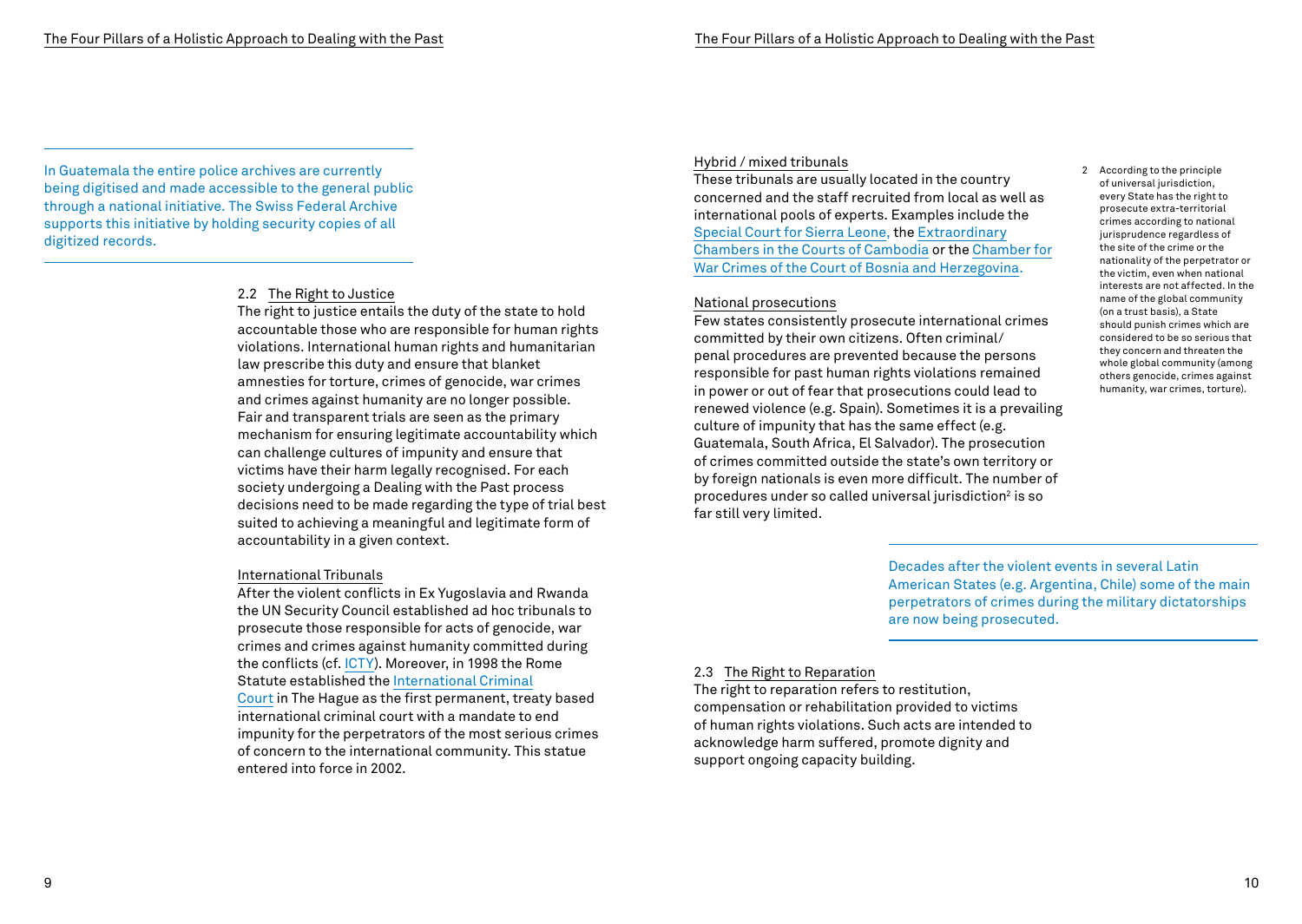In Guatemala the entire police archives are currently being digitised and made accessible to the general public through a national initiative. The Swiss Federal Archive supports this initiative by holding security copies of all digitized records.

## 2.2 The Right to Justice

The right to justice entails the duty of the state to hold accountable those who are responsible for human rights violations. International human rights and humanitarian law prescribe this duty and ensure that blanket amnesties for torture, crimes of genocide, war crimes and crimes against humanity are no longer possible. Fair and transparent trials are seen as the primary mechanism for ensuring legitimate accountability which can challenge cultures of impunity and ensure that victims have their harm legally recognised. For each society undergoing a Dealing with the Past process decisions need to be made regarding the type of trial best suited to achieving a meaningful and legitimate form of accountability in a given context.

### International Tribunals

After the violent conflicts in Ex Yugoslavia and Rwanda the UN Security Council established ad hoc tribunals to prosecute those responsible for acts of genocide, war crimes and crimes against humanity committed during the conflicts (cf. ICTY). Moreover, in 1998 the Rome Statute established the International Criminal Court in The Hague as the first permanent, treaty based international criminal court with a mandate to end impunity for the perpetrators of the most serious crimes of concern to the international community. This statue entered into force in 2002.

### Hybrid / mixed tribunals

These tribunals are usually located in the country concerned and the staff recruited from local as well as international pools of experts. Examples include the Special Court for Sierra Leone, the Extraordinary Chambers in the Courts of Cambodia or the Chamber for War Crimes of the Court of Bosnia and Herzegovina.

### National prosecutions

Few states consistently prosecute international crimes committed by their own citizens. Often criminal/penal procedures are prevented because the persons responsible for past human rights violations remained in power or out of fear that prosecutions could lead to renewed violence (e.g. Spain). Sometimes it is a prevailing culture of impunity that has the same effect (e.g. Guatemala, South Africa, El Salvador). The prosecution of crimes committed outside the state's own territory or by foreign nationals is even more difficult. The number of procedures under so called universal jurisdiction[2] is so far still very limited.

[2] According to the principle of universal jurisdiction, every State has the right to prosecute extra-territorial crimes according to national jurisprudence regardless of the site of the crime or the nationality of the perpetrator or the victim, even when national interests are not affected. In the name of the global community (on a trust basis), a State should punish crimes which are considered to be so serious that they concern and threaten the whole global community (among others genocide, crimes against humanity, war crimes, torture).

Decades after the violent events in several Latin American States (e.g. Argentina, Chile) some of the main perpetrators of crimes during the military dictatorships are now being prosecuted.

## 2.3 The Right to Reparation

The right to reparation refers to restitution, compensation or rehabilitation provided to victims of human rights violations. Such acts are intended to acknowledge harm suffered, promote dignity and support ongoing capacity building.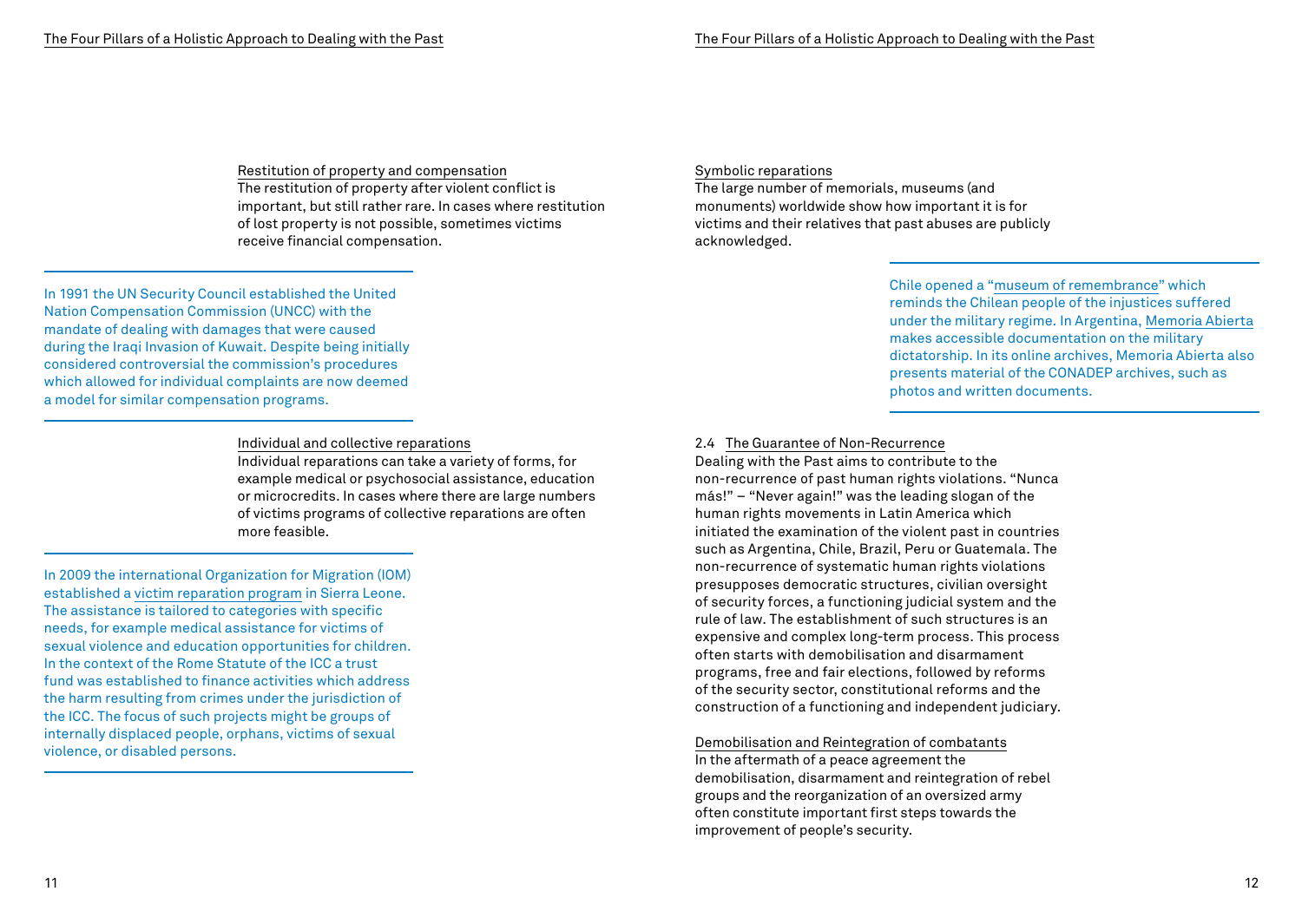### Restitution of property and compensation

The restitution of property after violent conflict is important, but still rather rare. In cases where restitution of lost property is not possible, sometimes victims receive financial compensation.

In 1991 the UN Security Council established the United Nation Compensation Commission (UNCC) with the mandate of dealing with damages that were caused during the Iraqi Invasion of Kuwait. Despite being initially considered controversial the commission's procedures which allowed for individual complaints are now deemed a model for similar compensation programs.

### Individual and collective reparations

Individual reparations can take a variety of forms, for example medical or psychosocial assistance, education or microcredits. In cases where there are large numbers of victims programs of collective reparations are often more feasible.

In 2009 the international Organization for Migration (IOM) established a victim reparation program in Sierra Leone. The assistance is tailored to categories with specific needs, for example medical assistance for victims of sexual violence and education opportunities for children. In the context of the Rome Statute of the ICC a trust fund was established to finance activities which address the harm resulting from crimes under the jurisdiction of the ICC. The focus of such projects might be groups of internally displaced people, orphans, victims of sexual violence, or disabled persons.

### Symbolic reparations

The large number of memorials, museums (and monuments) worldwide show how important it is for victims and their relatives that past abuses are publicly acknowledged.

Chile opened a "museum of remembrance" which reminds the Chilean people of the injustices suffered under the military regime. In Argentina, Memoria Abierta makes accessible documentation on the military dictatorship. In its online archives, Memoria Abierta also presents material of the CONADEP archives, such as photos and written documents.

## 2.4 The Guarantee of Non-Recurrence

Dealing with the Past aims to contribute to the non-recurrence of past human rights violations. "Nunca más!" – "Never again!" was the leading slogan of the human rights movements in Latin America which initiated the examination of the violent past in countries such as Argentina, Chile, Brazil, Peru or Guatemala. The non-recurrence of systematic human rights violations presupposes democratic structures, civilian oversight of security forces, a functioning judicial system and the rule of law. The establishment of such structures is an expensive and complex long-term process. This process often starts with demobilisation and disarmament programs, free and fair elections, followed by reforms of the security sector, constitutional reforms and the construction of a functioning and independent judiciary.

### Demobilisation and Reintegration of combatants

In the aftermath of a peace agreement the demobilisation, disarmament and reintegration of rebel groups and the reorganization of an oversized army often constitute important first steps towards the improvement of people's security.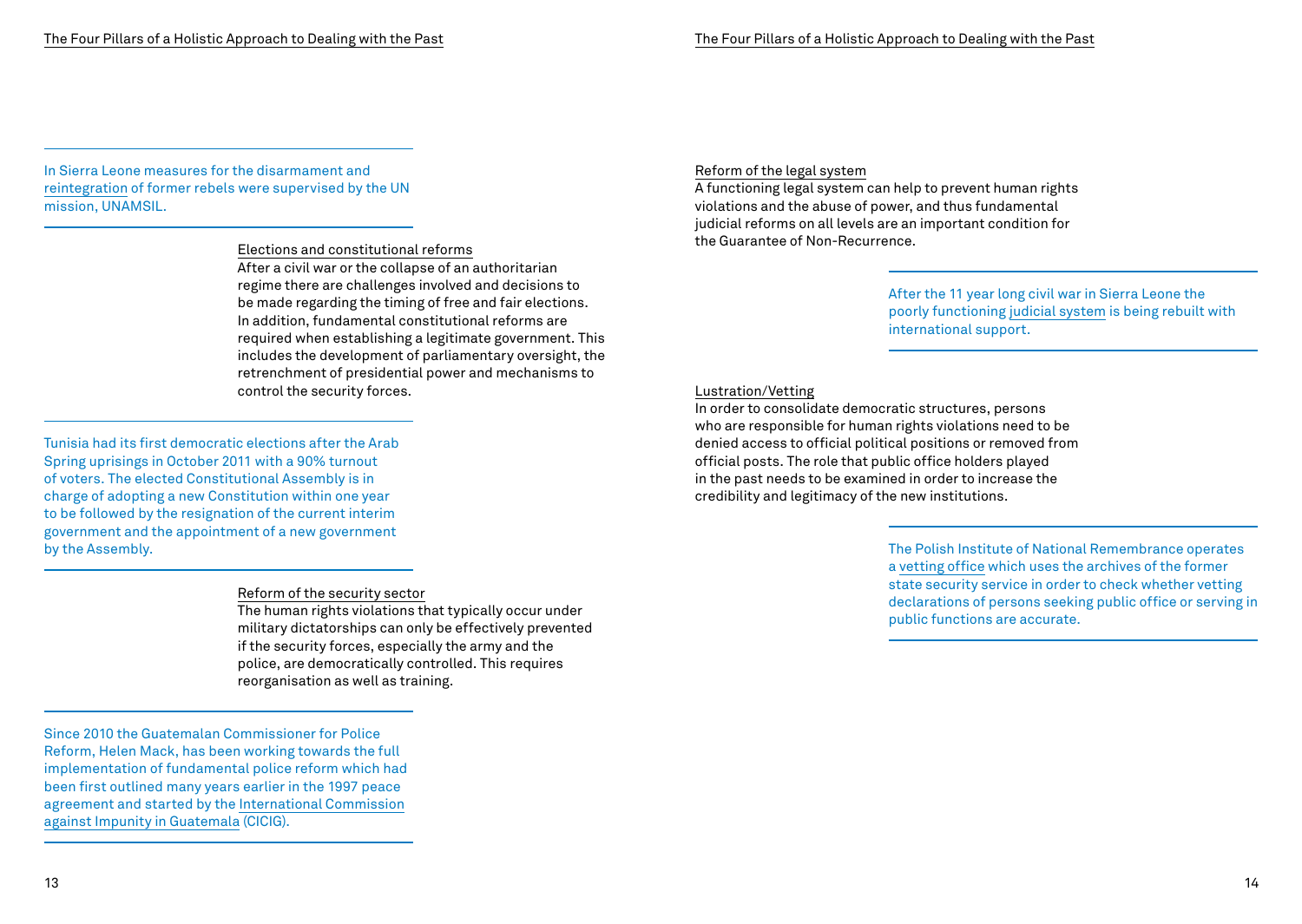In Sierra Leone measures for the disarmament and reintegration of former rebels were supervised by the UN mission, UNAMSIL.

### Elections and constitutional reforms

After a civil war or the collapse of an authoritarian regime there are challenges involved and decisions to be made regarding the timing of free and fair elections. In addition, fundamental constitutional reforms are required when establishing a legitimate government. This includes the development of parliamentary oversight, the retrenchment of presidential power and mechanisms to control the security forces.

Tunisia had its first democratic elections after the Arab Spring uprisings in October 2011 with a 90% turnout of voters. The elected Constitutional Assembly is in charge of adopting a new Constitution within one year to be followed by the resignation of the current interim government and the appointment of a new government by the Assembly.

### Reform of the security sector

The human rights violations that typically occur under military dictatorships can only be effectively prevented if the security forces, especially the army and the police, are democratically controlled. This requires reorganisation as well as training.

Since 2010 the Guatemalan Commissioner for Police Reform, Helen Mack, has been working towards the full implementation of fundamental police reform which had been first outlined many years earlier in the 1997 peace agreement and started by the International Commission against Impunity in Guatemala (CICIG).

### Reform of the legal system

A functioning legal system can help to prevent human rights violations and the abuse of power, and thus fundamental judicial reforms on all levels are an important condition for the Guarantee of Non-Recurrence.

After the 11 year long civil war in Sierra Leone the poorly functioning judicial system is being rebuilt with international support.

### Lustration/Vetting

In order to consolidate democratic structures, persons who are responsible for human rights violations need to be denied access to official political positions or removed from official posts. The role that public office holders played in the past needs to be examined in order to increase the credibility and legitimacy of the new institutions.

The Polish Institute of National Remembrance operates a vetting office which uses the archives of the former state security service in order to check whether vetting declarations of persons seeking public office or serving in public functions are accurate.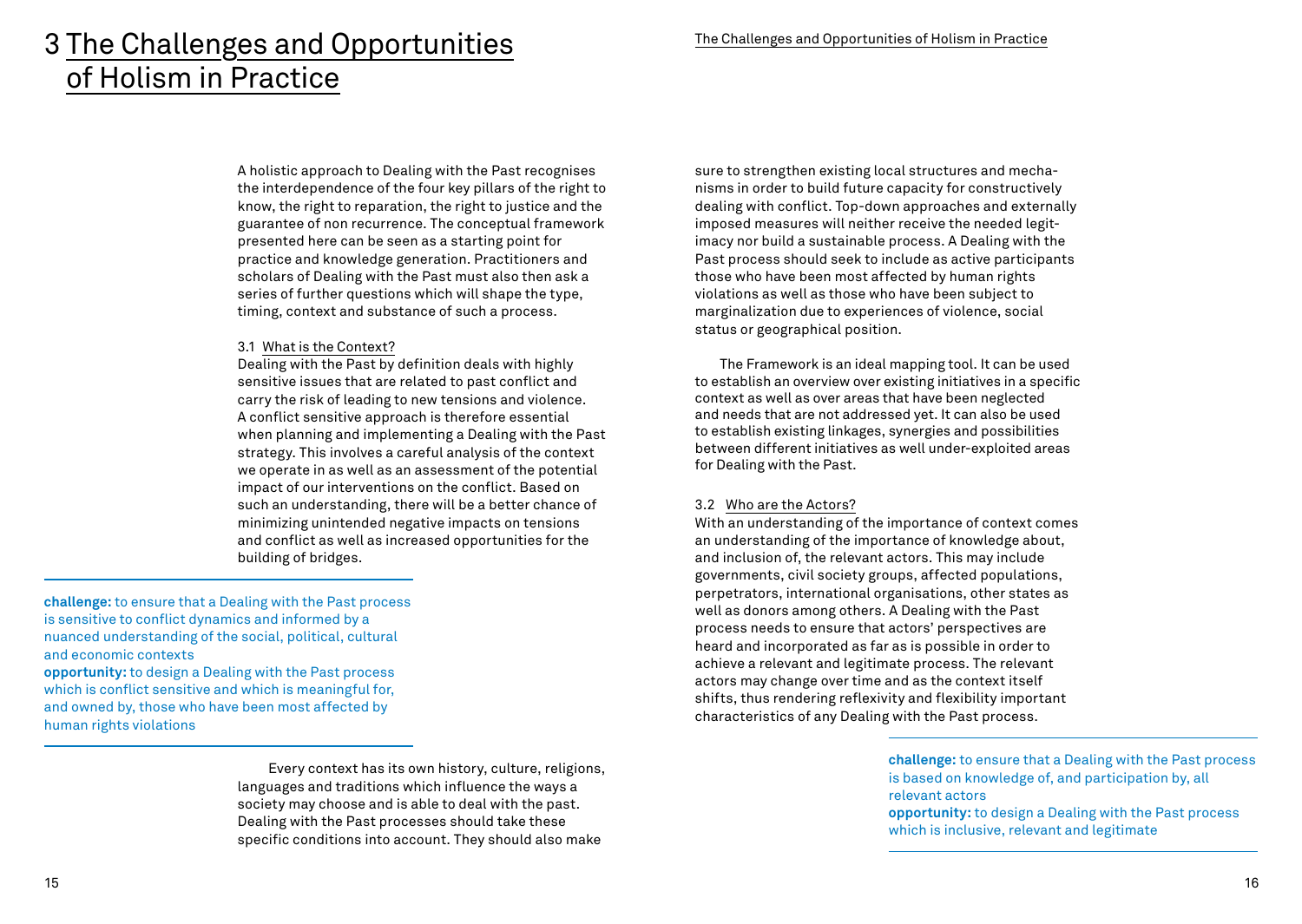# 3 The Challenges and Opportunities of Holism in Practice

A holistic approach to Dealing with the Past recognises the interdependence of the four key pillars of the right to know, the right to reparation, the right to justice and the guarantee of non recurrence. The conceptual framework presented here can be seen as a starting point for practice and knowledge generation. Practitioners and scholars of Dealing with the Past must also then ask a series of further questions which will shape the type, timing, context and substance of such a process.

## 3.1 What is the Context?

Dealing with the Past by definition deals with highly sensitive issues that are related to past conflict and carry the risk of leading to new tensions and violence. A conflict sensitive approach is therefore essential when planning and implementing a Dealing with the Past strategy. This involves a careful analysis of the context we operate in as well as an assessment of the potential impact of our interventions on the conflict. Based on such an understanding, there will be a better chance of minimizing unintended negative impacts on tensions and conflict as well as increased opportunities for the building of bridges.

**challenge:** to ensure that a Dealing with the Past process is sensitive to conflict dynamics and informed by a nuanced understanding of the social, political, cultural and economic contexts
**opportunity:** to design a Dealing with the Past process which is conflict sensitive and which is meaningful for, and owned by, those who have been most affected by human rights violations

Every context has its own history, culture, religions, languages and traditions which influence the ways a society may choose and is able to deal with the past. Dealing with the Past processes should take these specific conditions into account. They should also make sure to strengthen existing local structures and mechanisms in order to build future capacity for constructively dealing with conflict. Top-down approaches and externally imposed measures will neither receive the needed legitimacy nor build a sustainable process. A Dealing with the Past process should seek to include as active participants those who have been most affected by human rights violations as well as those who have been subject to marginalization due to experiences of violence, social status or geographical position.

The Framework is an ideal mapping tool. It can be used to establish an overview over existing initiatives in a specific context as well as over areas that have been neglected and needs that are not addressed yet. It can also be used to establish existing linkages, synergies and possibilities between different initiatives as well under-exploited areas for Dealing with the Past.

## 3.2 Who are the Actors?

With an understanding of the importance of context comes an understanding of the importance of knowledge about, and inclusion of, the relevant actors. This may include governments, civil society groups, affected populations, perpetrators, international organisations, other states as well as donors among others. A Dealing with the Past process needs to ensure that actors' perspectives are heard and incorporated as far as is possible in order to achieve a relevant and legitimate process. The relevant actors may change over time and as the context itself shifts, thus rendering reflexivity and flexibility important characteristics of any Dealing with the Past process.

**challenge:** to ensure that a Dealing with the Past process is based on knowledge of, and participation by, all relevant actors
**opportunity:** to design a Dealing with the Past process which is inclusive, relevant and legitimate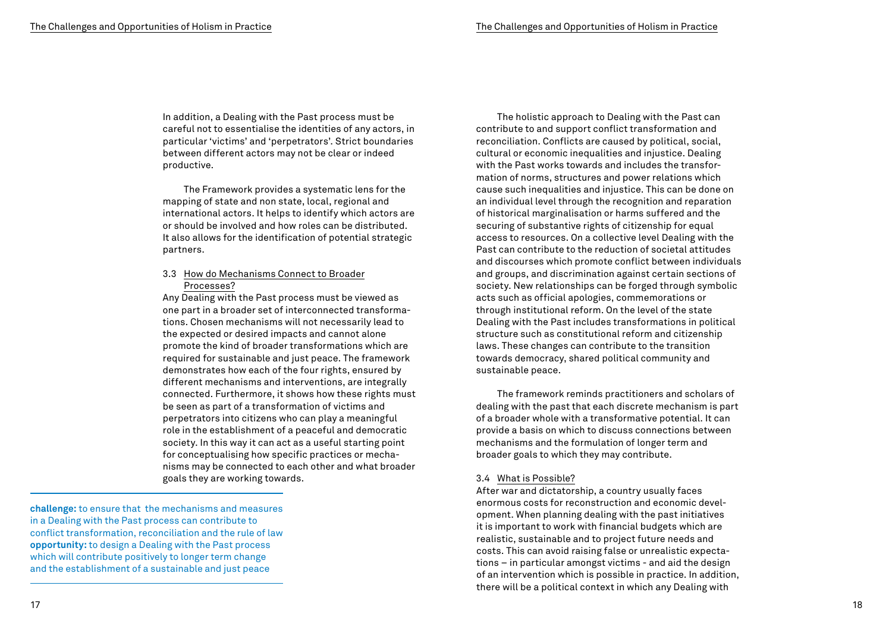In addition, a Dealing with the Past process must be careful not to essentialise the identities of any actors, in particular 'victims' and 'perpetrators'. Strict boundaries between different actors may not be clear or indeed productive.

The Framework provides a systematic lens for the mapping of state and non state, local, regional and international actors. It helps to identify which actors are or should be involved and how roles can be distributed. It also allows for the identification of potential strategic partners.

### 3.3 How do Mechanisms Connect to Broader Processes?

Any Dealing with the Past process must be viewed as one part in a broader set of interconnected transformations. Chosen mechanisms will not necessarily lead to the expected or desired impacts and cannot alone promote the kind of broader transformations which are required for sustainable and just peace. The framework demonstrates how each of the four rights, ensured by different mechanisms and interventions, are integrally connected. Furthermore, it shows how these rights must be seen as part of a transformation of victims and perpetrators into citizens who can play a meaningful role in the establishment of a peaceful and democratic society. In this way it can act as a useful starting point for conceptualising how specific practices or mechanisms may be connected to each other and what broader goals they are working towards.

**challenge:** to ensure that the mechanisms and measures in a Dealing with the Past process can contribute to conflict transformation, reconciliation and the rule of law
**opportunity:** to design a Dealing with the Past process which will contribute positively to longer term change and the establishment of a sustainable and just peace

The holistic approach to Dealing with the Past can contribute to and support conflict transformation and reconciliation. Conflicts are caused by political, social, cultural or economic inequalities and injustice. Dealing with the Past works towards and includes the transformation of norms, structures and power relations which cause such inequalities and injustice. This can be done on an individual level through the recognition and reparation of historical marginalisation or harms suffered and the securing of substantive rights of citizenship for equal access to resources. On a collective level Dealing with the Past can contribute to the reduction of societal attitudes and discourses which promote conflict between individuals and groups, and discrimination against certain sections of society. New relationships can be forged through symbolic acts such as official apologies, commemorations or through institutional reform. On the level of the state Dealing with the Past includes transformations in political structure such as constitutional reform and citizenship laws. These changes can contribute to the transition towards democracy, shared political community and sustainable peace.

The framework reminds practitioners and scholars of dealing with the past that each discrete mechanism is part of a broader whole with a transformative potential. It can provide a basis on which to discuss connections between mechanisms and the formulation of longer term and broader goals to which they may contribute.

### 3.4 What is Possible?

After war and dictatorship, a country usually faces enormous costs for reconstruction and economic development. When planning dealing with the past initiatives it is important to work with financial budgets which are realistic, sustainable and to project future needs and costs. This can avoid raising false or unrealistic expectations – in particular amongst victims - and aid the design of an intervention which is possible in practice. In addition, there will be a political context in which any Dealing with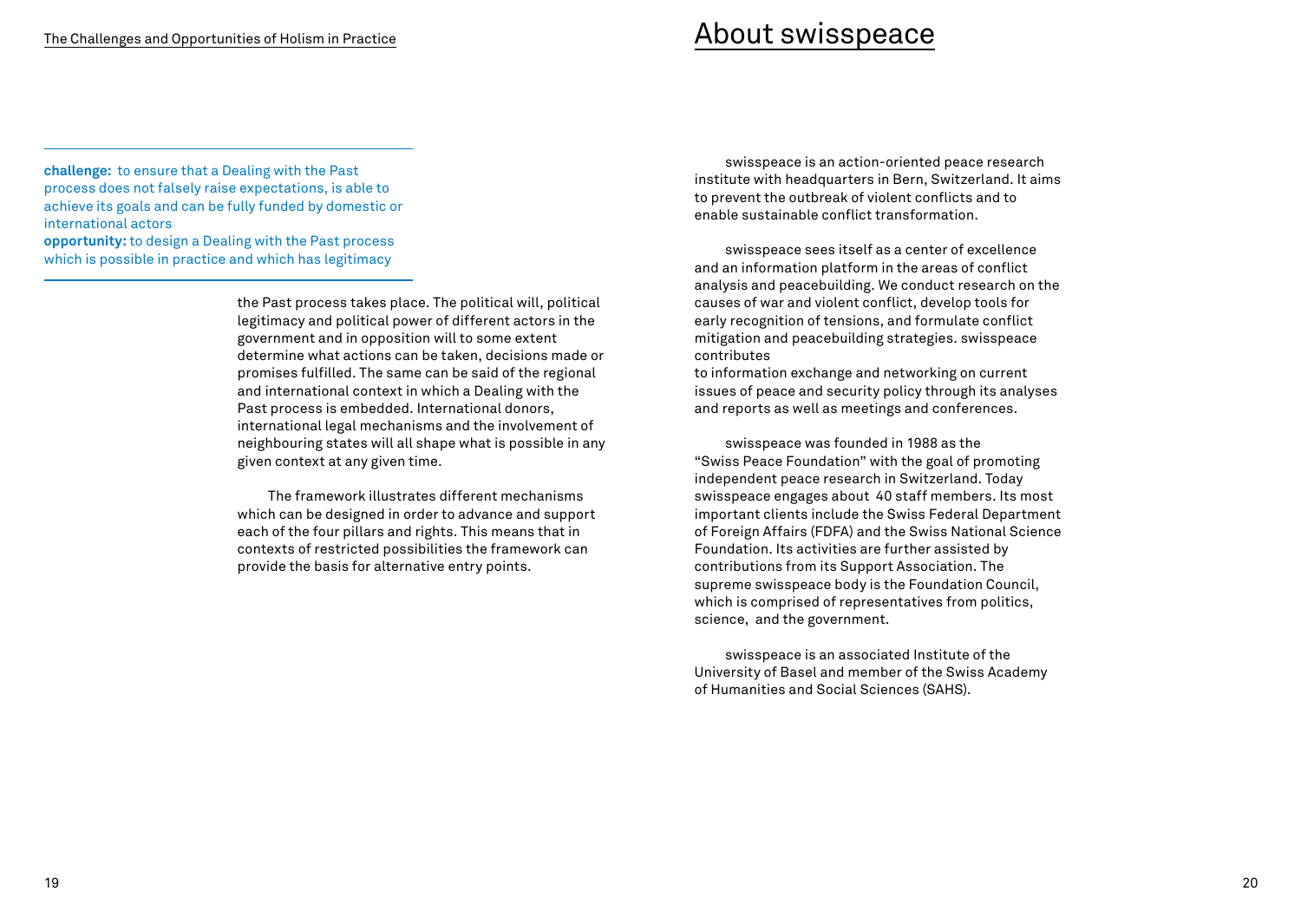**challenge:** to ensure that a Dealing with the Past process does not falsely raise expectations, is able to achieve its goals and can be fully funded by domestic or international actors
**opportunity:** to design a Dealing with the Past process which is possible in practice and which has legitimacy

the Past process takes place. The political will, political legitimacy and political power of different actors in the government and in opposition will to some extent determine what actions can be taken, decisions made or promises fulfilled. The same can be said of the regional and international context in which a Dealing with the Past process is embedded. International donors, international legal mechanisms and the involvement of neighbouring states will all shape what is possible in any given context at any given time.

The framework illustrates different mechanisms which can be designed in order to advance and support each of the four pillars and rights. This means that in contexts of restricted possibilities the framework can provide the basis for alternative entry points.

# About swisspeace

swisspeace is an action-oriented peace research institute with headquarters in Bern, Switzerland. It aims to prevent the outbreak of violent conflicts and to enable sustainable conflict transformation.

swisspeace sees itself as a center of excellence and an information platform in the areas of conflict analysis and peacebuilding. We conduct research on the causes of war and violent conflict, develop tools for early recognition of tensions, and formulate conflict mitigation and peacebuilding strategies. swisspeace contributes to information exchange and networking on current issues of peace and security policy through its analyses and reports as well as meetings and conferences.

swisspeace was founded in 1988 as the "Swiss Peace Foundation" with the goal of promoting independent peace research in Switzerland. Today swisspeace engages about 40 staff members. Its most important clients include the Swiss Federal Department of Foreign Affairs (FDFA) and the Swiss National Science Foundation. Its activities are further assisted by contributions from its Support Association. The supreme swisspeace body is the Foundation Council, which is comprised of representatives from politics, science, and the government.

swisspeace is an associated Institute of the University of Basel and member of the Swiss Academy of Humanities and Social Sciences (SAHS).